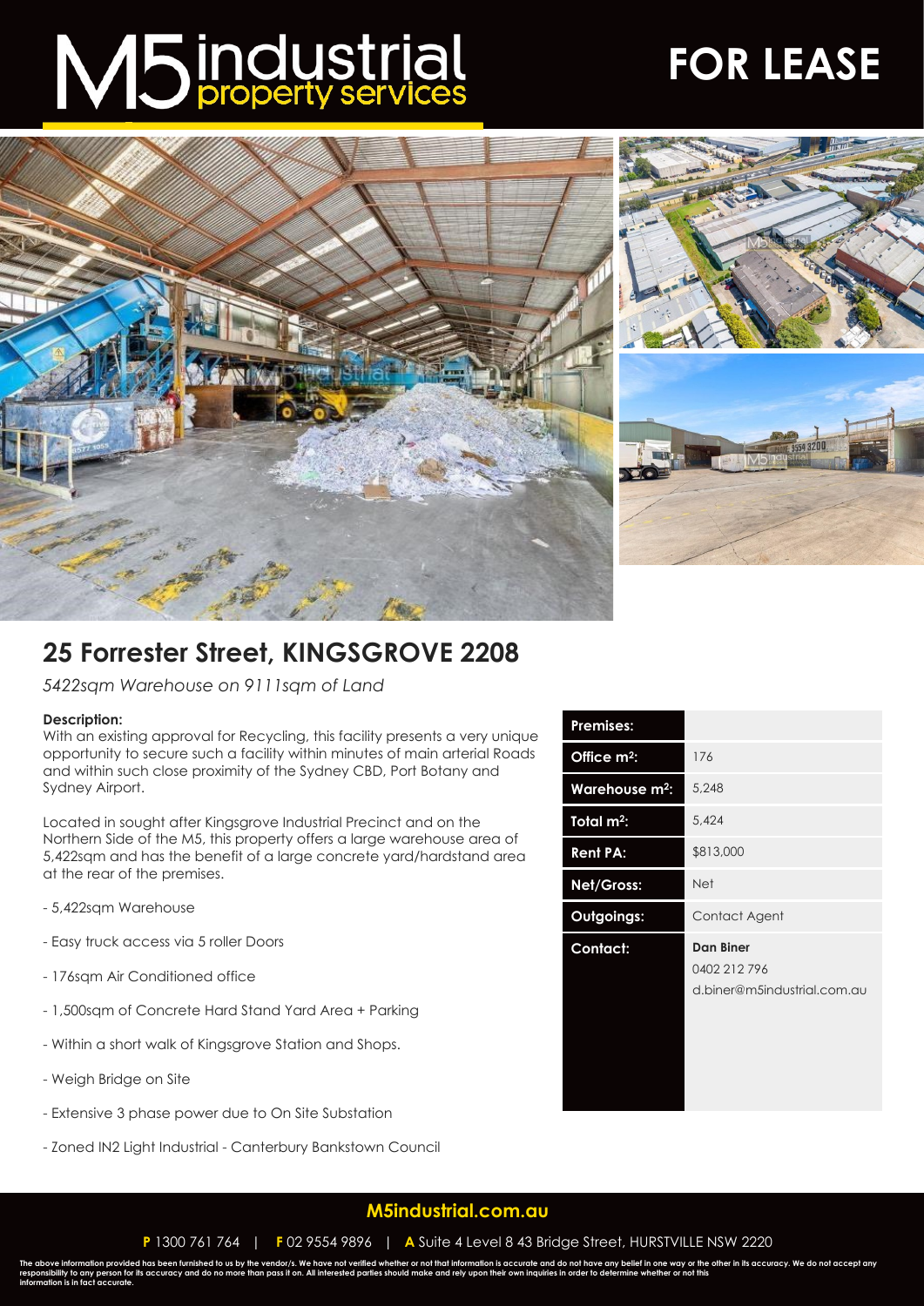# M5 industrial property services

# FOR LEASE

## 25 Forrester Street, KINGSGROVE 2208

*5422sqm Warehouse on 9111sqm of Land*

**Description:**
With an existing approval for Recycling, this facility presents a very unique opportunity to secure such a facility within minutes of main arterial Roads and within such close proximity of the Sydney CBD, Port Botany and Sydney Airport.

Located in sought after Kingsgrove Industrial Precinct and on the Northern Side of the M5, this property offers a large warehouse area of 5,422sqm and has the benefit of a large concrete yard/hardstand area at the rear of the premises.

- 5,422sqm Warehouse
- Easy truck access via 5 roller Doors
- 176sqm Air Conditioned office
- 1,500sqm of Concrete Hard Stand Yard Area + Parking
- Within a short walk of Kingsgrove Station and Shops.
- Weigh Bridge on Site
- Extensive 3 phase power due to On Site Substation
- Zoned IN2 Light Industrial - Canterbury Bankstown Council

| Premises: | |
|---|---|
| Office m²: | 176 |
| Warehouse m²: | 5,248 |
| Total m²: | 5,424 |
| Rent PA: | $813,000 |
| Net/Gross: | Net |
| Outgoings: | Contact Agent |
| Contact: | **Dan Biner**<br>0402 212 796<br>d.biner@m5industrial.com.au |

**M5industrial.com.au**

**P** 1300 761 764 | **F** 02 9554 9896 | **A** Suite 4 Level 8 43 Bridge Street, HURSTVILLE NSW 2220

The above information provided has been furnished to us by the vendor/s. We have not verified whether or not that information is accurate and do not have any belief in one way or the other in its accuracy. We do not accept any responsibility to any person for its accuracy and do no more than pass it on. All interested parties should make and rely upon their own inquiries in order to determine whether or not this information is in fact accurate.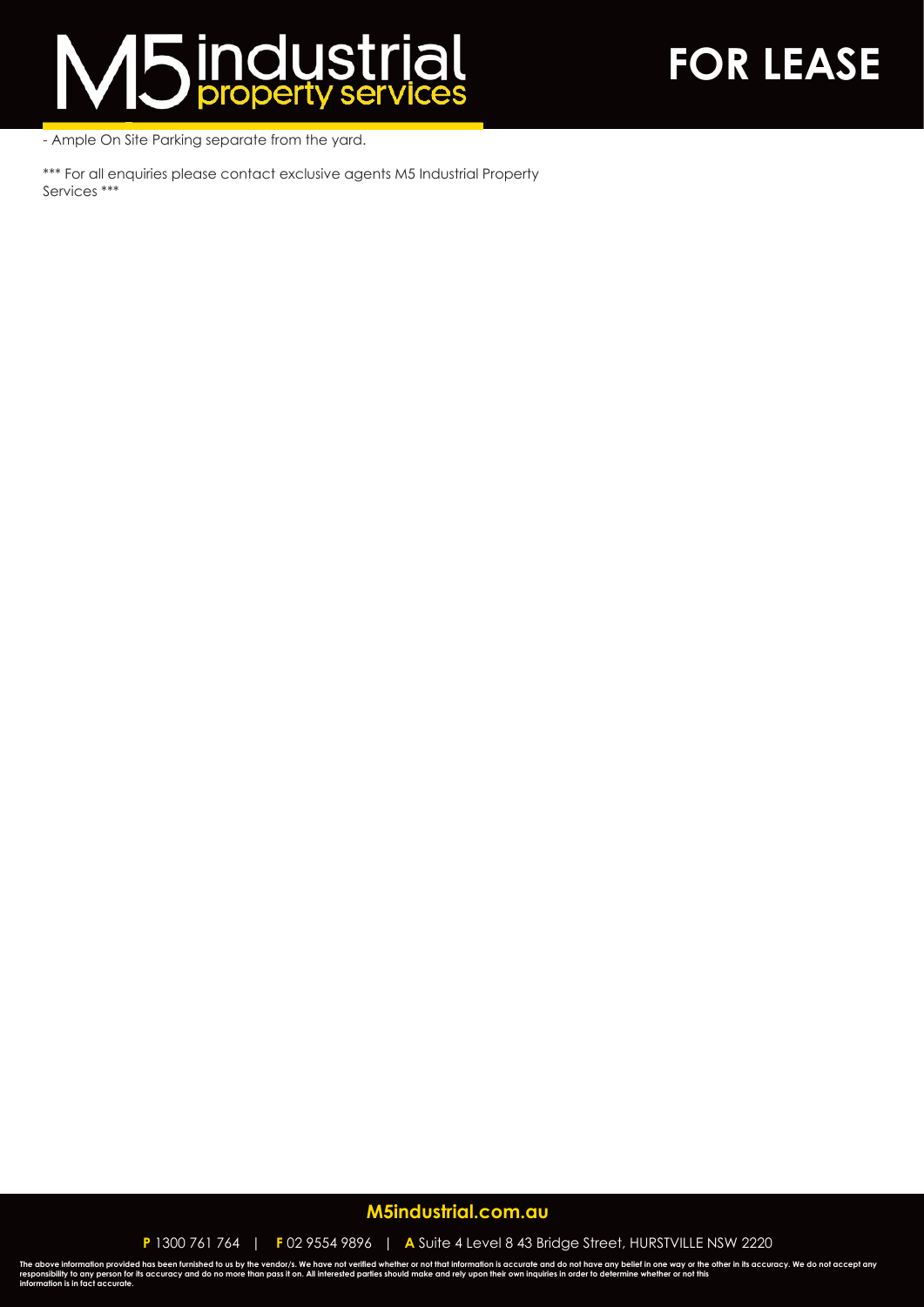- Ample On Site Parking separate from the yard.

*** For all enquiries please contact exclusive agents M5 Industrial Property Services ***